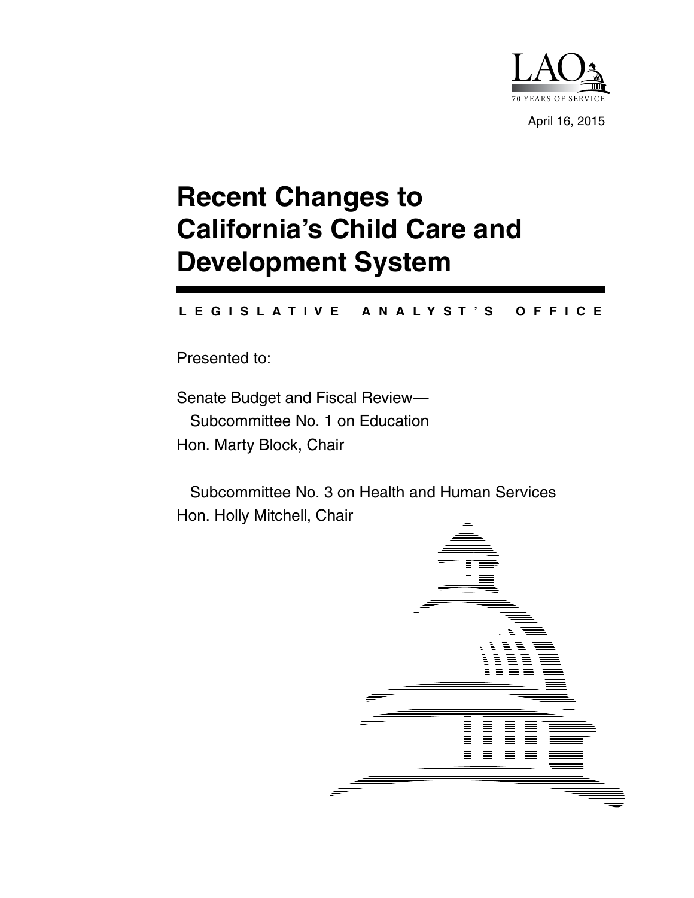LAO

70 YEARS OF SERVICE

April 16, 2015

# Recent Changes to California's Child Care and Development System

LEGISLATIVE ANALYST'S OFFICE

Presented to:

Senate Budget and Fiscal Review—
Subcommittee No. 1 on Education
Hon. Marty Block, Chair

Subcommittee No. 3 on Health and Human Services
Hon. Holly Mitchell, Chair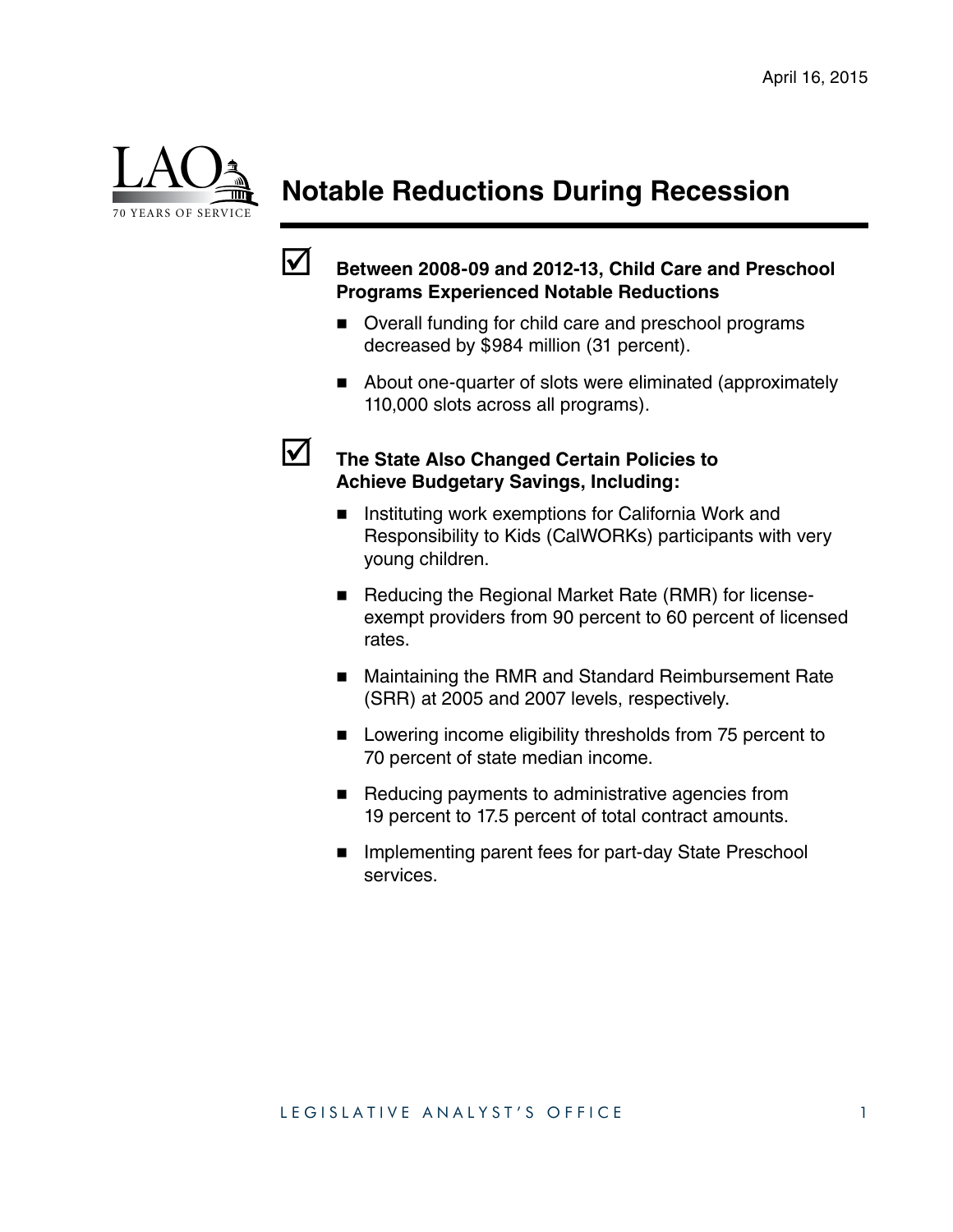April 16, 2015

# Notable Reductions During Recession

☑ **Between 2008-09 and 2012-13, Child Care and Preschool Programs Experienced Notable Reductions**

- Overall funding for child care and preschool programs decreased by $984 million (31 percent).
- About one-quarter of slots were eliminated (approximately 110,000 slots across all programs).

☑ **The State Also Changed Certain Policies to Achieve Budgetary Savings, Including:**

- Instituting work exemptions for California Work and Responsibility to Kids (CalWORKs) participants with very young children.
- Reducing the Regional Market Rate (RMR) for license-exempt providers from 90 percent to 60 percent of licensed rates.
- Maintaining the RMR and Standard Reimbursement Rate (SRR) at 2005 and 2007 levels, respectively.
- Lowering income eligibility thresholds from 75 percent to 70 percent of state median income.
- Reducing payments to administrative agencies from 19 percent to 17.5 percent of total contract amounts.
- Implementing parent fees for part-day State Preschool services.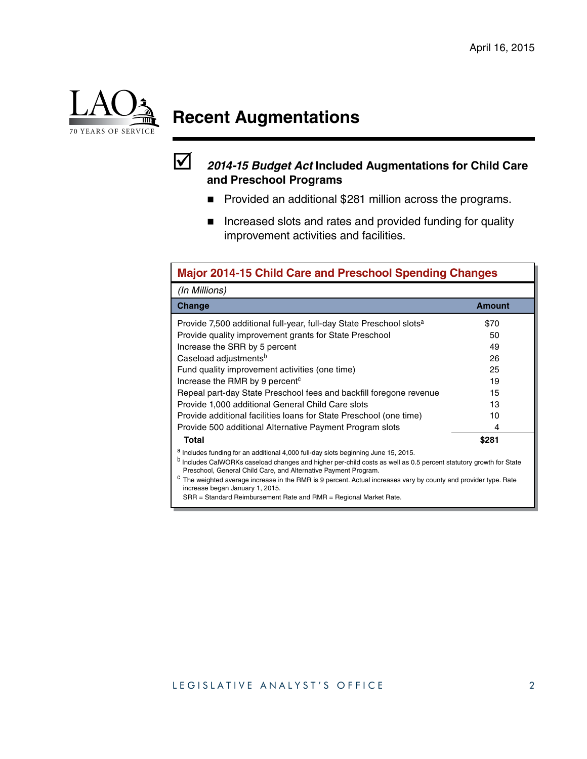# Recent Augmentations

☑ ***2014-15 Budget Act* Included Augmentations for Child Care and Preschool Programs**

- Provided an additional $281 million across the programs.
- Increased slots and rates and provided funding for quality improvement activities and facilities.

**Major 2014-15 Child Care and Preschool Spending Changes**

*(In Millions)*

| Change | Amount |
|---|---|
| Provide 7,500 additional full-year, full-day State Preschool slots[a] | $70 |
| Provide quality improvement grants for State Preschool | 50 |
| Increase the SRR by 5 percent | 49 |
| Caseload adjustments[b] | 26 |
| Fund quality improvement activities (one time) | 25 |
| Increase the RMR by 9 percent[c] | 19 |
| Repeal part-day State Preschool fees and backfill foregone revenue | 15 |
| Provide 1,000 additional General Child Care slots | 13 |
| Provide additional facilities loans for State Preschool (one time) | 10 |
| Provide 500 additional Alternative Payment Program slots | 4 |
| **Total** | **$281** |

[a] Includes funding for an additional 4,000 full-day slots beginning June 15, 2015.

[b] Includes CalWORKs caseload changes and higher per-child costs as well as 0.5 percent statutory growth for State Preschool, General Child Care, and Alternative Payment Program.

[c] The weighted average increase in the RMR is 9 percent. Actual increases vary by county and provider type. Rate increase began January 1, 2015.

SRR = Standard Reimbursement Rate and RMR = Regional Market Rate.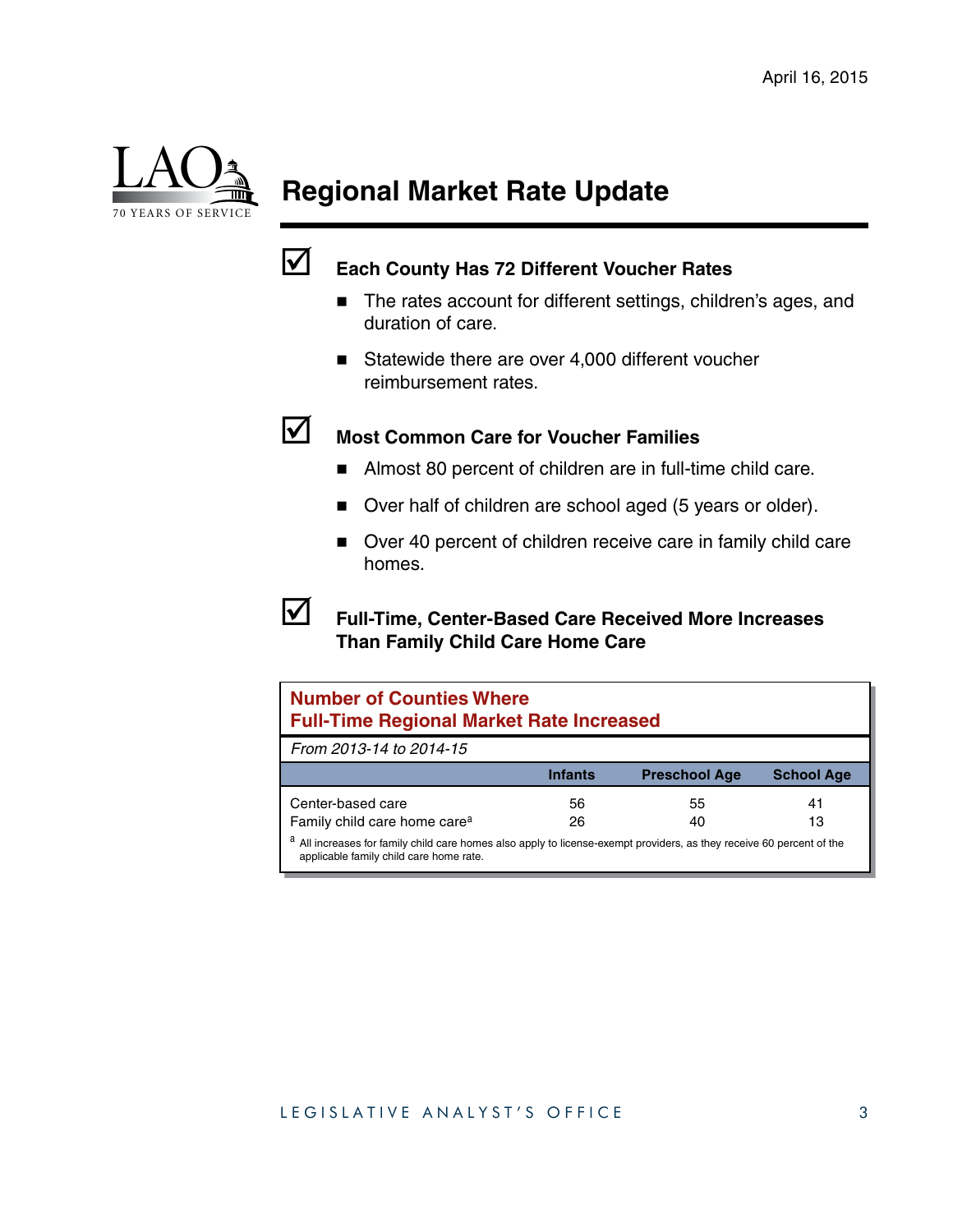April 16, 2015

# Regional Market Rate Update

### ☑ Each County Has 72 Different Voucher Rates

- The rates account for different settings, children's ages, and duration of care.
- Statewide there are over 4,000 different voucher reimbursement rates.

### ☑ Most Common Care for Voucher Families

- Almost 80 percent of children are in full-time child care.
- Over half of children are school aged (5 years or older).
- Over 40 percent of children receive care in family child care homes.

### ☑ Full-Time, Center-Based Care Received More Increases Than Family Child Care Home Care

**Number of Counties Where Full-Time Regional Market Rate Increased**

*From 2013-14 to 2014-15*

| | Infants | Preschool Age | School Age |
|---|---|---|---|
| Center-based care | 56 | 55 | 41 |
| Family child care home care[a] | 26 | 40 | 13 |

[a] All increases for family child care homes also apply to license-exempt providers, as they receive 60 percent of the applicable family child care home rate.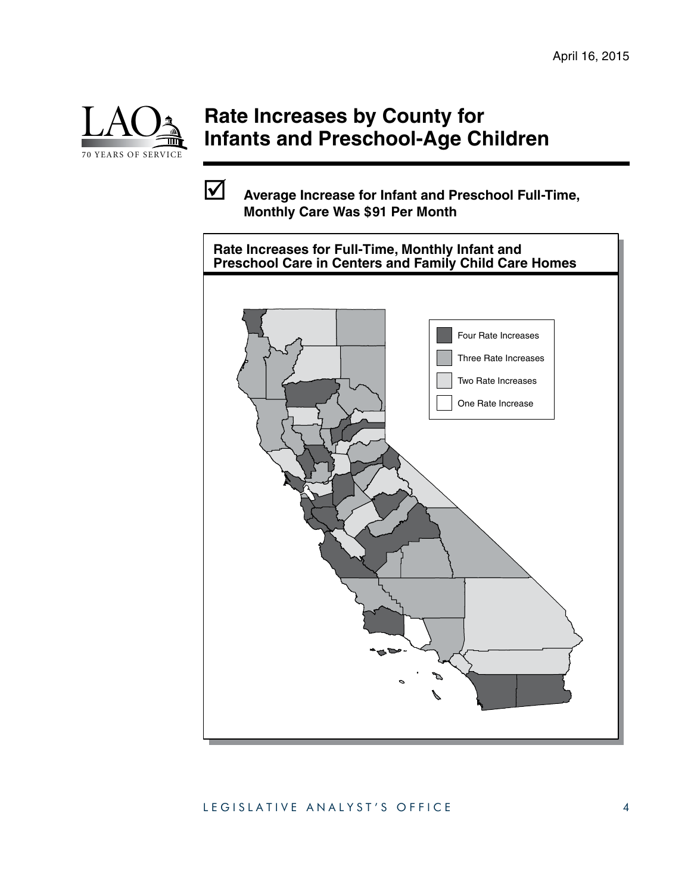# Rate Increases by County for Infants and Preschool-Age Children

- ☑ **Average Increase for Infant and Preschool Full-Time, Monthly Care Was $91 Per Month**

**Rate Increases for Full-Time, Monthly Infant and Preschool Care in Centers and Family Child Care Homes**

Four Rate Increases

Three Rate Increases

Two Rate Increases

One Rate Increase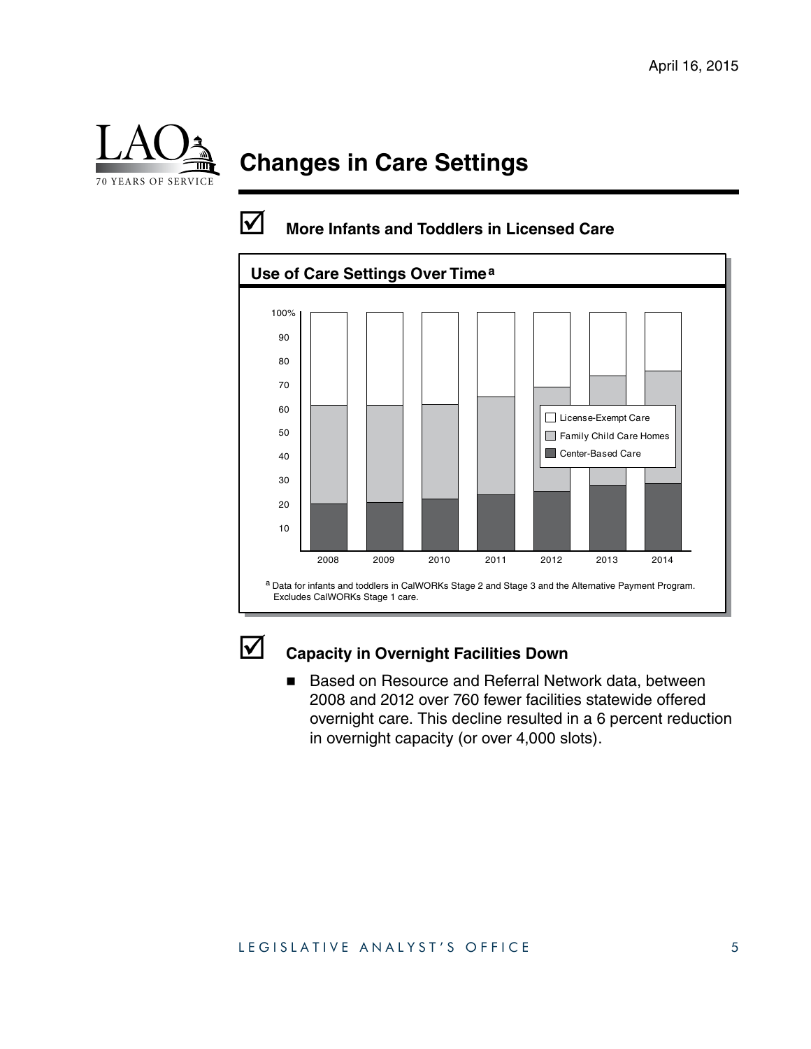## Changes in Care Settings

☑ **More Infants and Toddlers in Licensed Care**

**Use of Care Settings Over Time[a]**

100%
90
80
70
60
50
40
30
20
10

2008
2009
2010
2011
2012
2013
2014

License-Exempt Care
Family Child Care Homes
Center-Based Care

[a] Data for infants and toddlers in CalWORKs Stage 2 and Stage 3 and the Alternative Payment Program. Excludes CalWORKs Stage 1 care.

☑ **Capacity in Overnight Facilities Down**

- Based on Resource and Referral Network data, between 2008 and 2012 over 760 fewer facilities statewide offered overnight care. This decline resulted in a 6 percent reduction in overnight capacity (or over 4,000 slots).